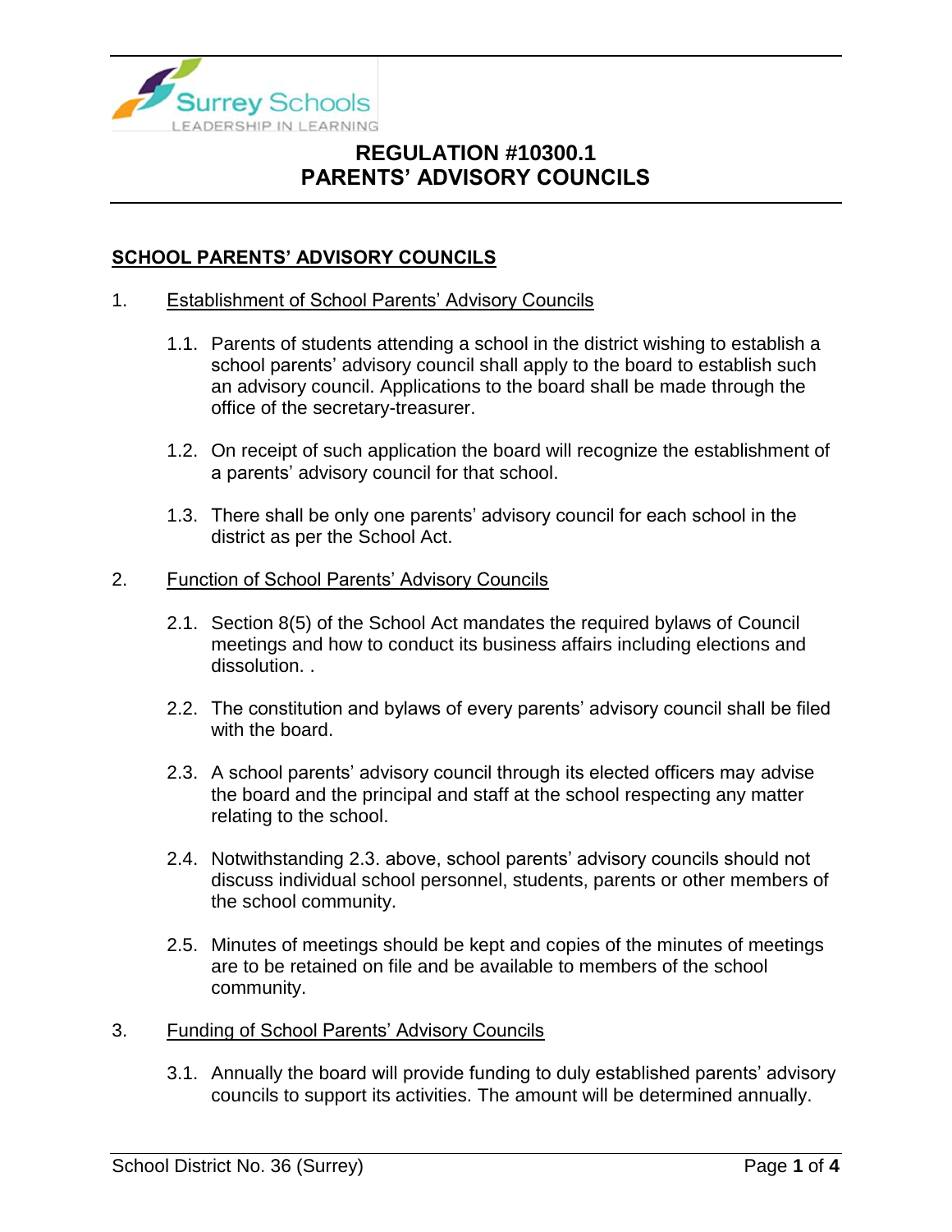# REGULATION #10300.1
# PARENTS' ADVISORY COUNCILS

## SCHOOL PARENTS' ADVISORY COUNCILS

1. Establishment of School Parents' Advisory Councils

    1.1. Parents of students attending a school in the district wishing to establish a school parents' advisory council shall apply to the board to establish such an advisory council. Applications to the board shall be made through the office of the secretary-treasurer.

    1.2. On receipt of such application the board will recognize the establishment of a parents' advisory council for that school.

    1.3. There shall be only one parents' advisory council for each school in the district as per the School Act.

2. Function of School Parents' Advisory Councils

    2.1. Section 8(5) of the School Act mandates the required bylaws of Council meetings and how to conduct its business affairs including elections and dissolution. .

    2.2. The constitution and bylaws of every parents' advisory council shall be filed with the board.

    2.3. A school parents' advisory council through its elected officers may advise the board and the principal and staff at the school respecting any matter relating to the school.

    2.4. Notwithstanding 2.3. above, school parents' advisory councils should not discuss individual school personnel, students, parents or other members of the school community.

    2.5. Minutes of meetings should be kept and copies of the minutes of meetings are to be retained on file and be available to members of the school community.

3. Funding of School Parents' Advisory Councils

    3.1. Annually the board will provide funding to duly established parents' advisory councils to support its activities. The amount will be determined annually.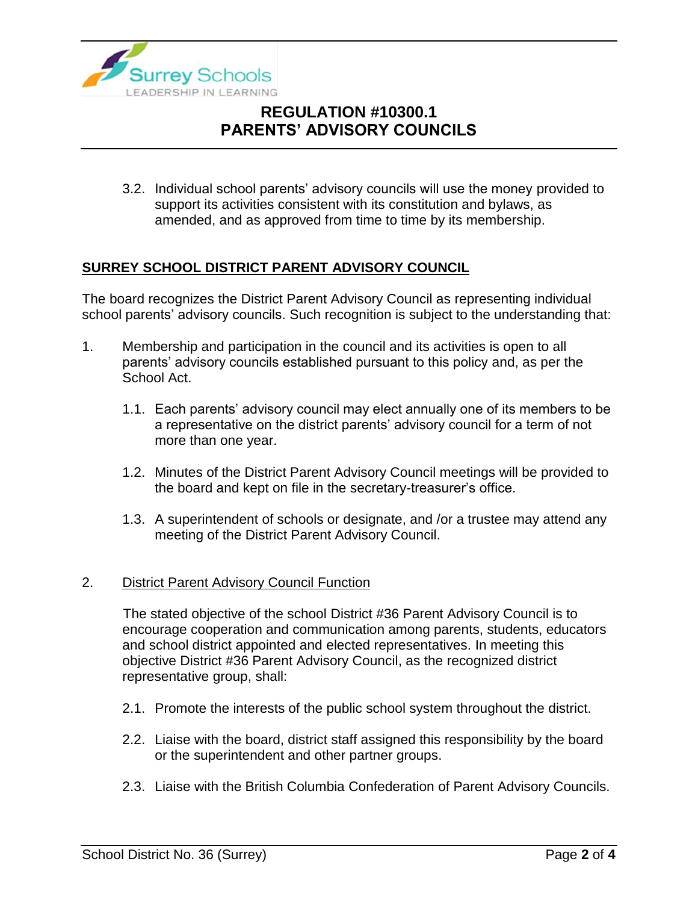3.2. Individual school parents' advisory councils will use the money provided to support its activities consistent with its constitution and bylaws, as amended, and as approved from time to time by its membership.

## SURREY SCHOOL DISTRICT PARENT ADVISORY COUNCIL

The board recognizes the District Parent Advisory Council as representing individual school parents' advisory councils. Such recognition is subject to the understanding that:

1. Membership and participation in the council and its activities is open to all parents' advisory councils established pursuant to this policy and, as per the School Act.

   1.1. Each parents' advisory council may elect annually one of its members to be a representative on the district parents' advisory council for a term of not more than one year.

   1.2. Minutes of the District Parent Advisory Council meetings will be provided to the board and kept on file in the secretary-treasurer's office.

   1.3. A superintendent of schools or designate, and /or a trustee may attend any meeting of the District Parent Advisory Council.

2. District Parent Advisory Council Function

   The stated objective of the school District #36 Parent Advisory Council is to encourage cooperation and communication among parents, students, educators and school district appointed and elected representatives. In meeting this objective District #36 Parent Advisory Council, as the recognized district representative group, shall:

   2.1. Promote the interests of the public school system throughout the district.

   2.2. Liaise with the board, district staff assigned this responsibility by the board or the superintendent and other partner groups.

   2.3. Liaise with the British Columbia Confederation of Parent Advisory Councils.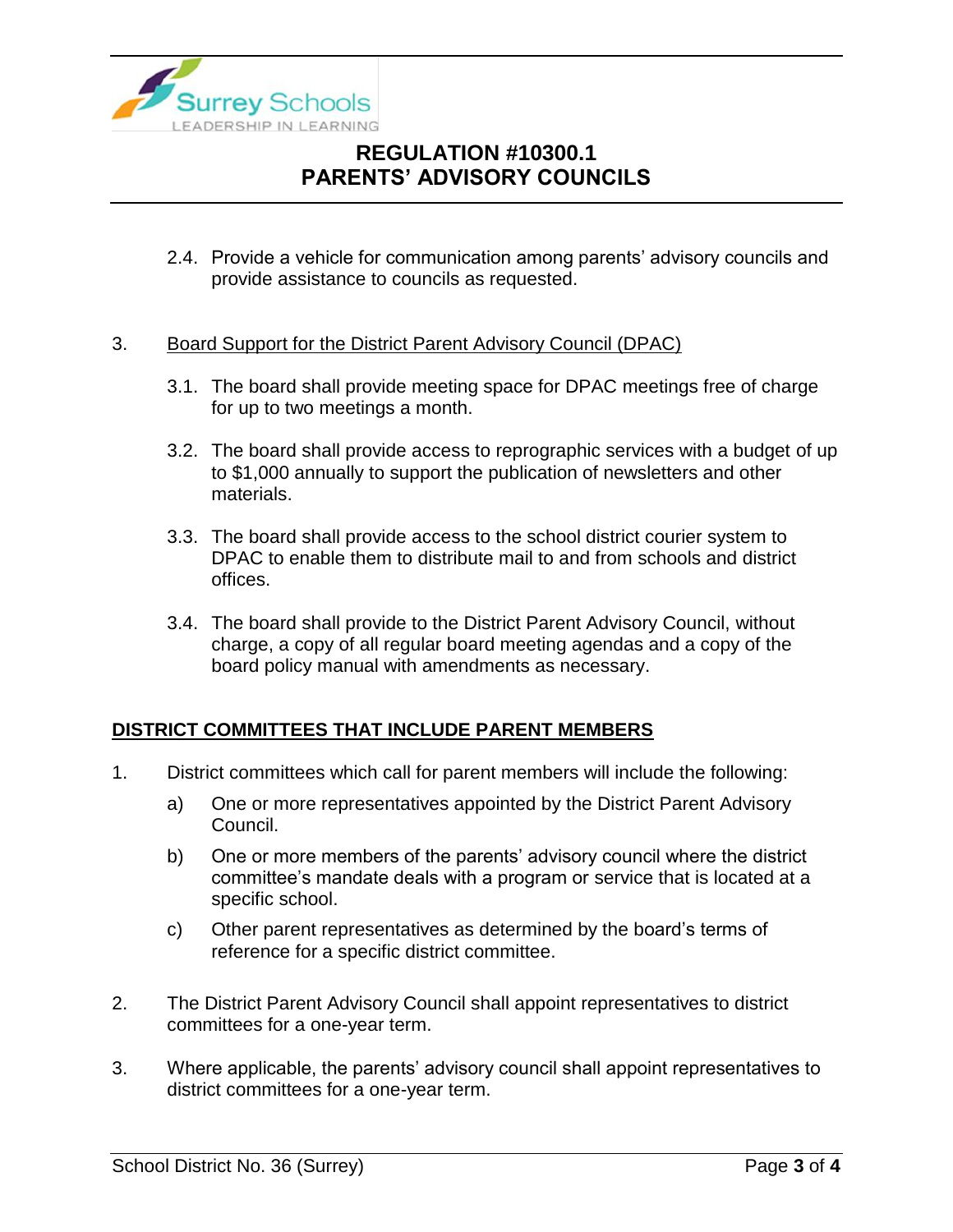2.4. Provide a vehicle for communication among parents' advisory councils and provide assistance to councils as requested.

3. Board Support for the District Parent Advisory Council (DPAC)

   3.1. The board shall provide meeting space for DPAC meetings free of charge for up to two meetings a month.

   3.2. The board shall provide access to reprographic services with a budget of up to $1,000 annually to support the publication of newsletters and other materials.

   3.3. The board shall provide access to the school district courier system to DPAC to enable them to distribute mail to and from schools and district offices.

   3.4. The board shall provide to the District Parent Advisory Council, without charge, a copy of all regular board meeting agendas and a copy of the board policy manual with amendments as necessary.

## DISTRICT COMMITTEES THAT INCLUDE PARENT MEMBERS

1. District committees which call for parent members will include the following:

   a) One or more representatives appointed by the District Parent Advisory Council.

   b) One or more members of the parents' advisory council where the district committee's mandate deals with a program or service that is located at a specific school.

   c) Other parent representatives as determined by the board's terms of reference for a specific district committee.

2. The District Parent Advisory Council shall appoint representatives to district committees for a one-year term.

3. Where applicable, the parents' advisory council shall appoint representatives to district committees for a one-year term.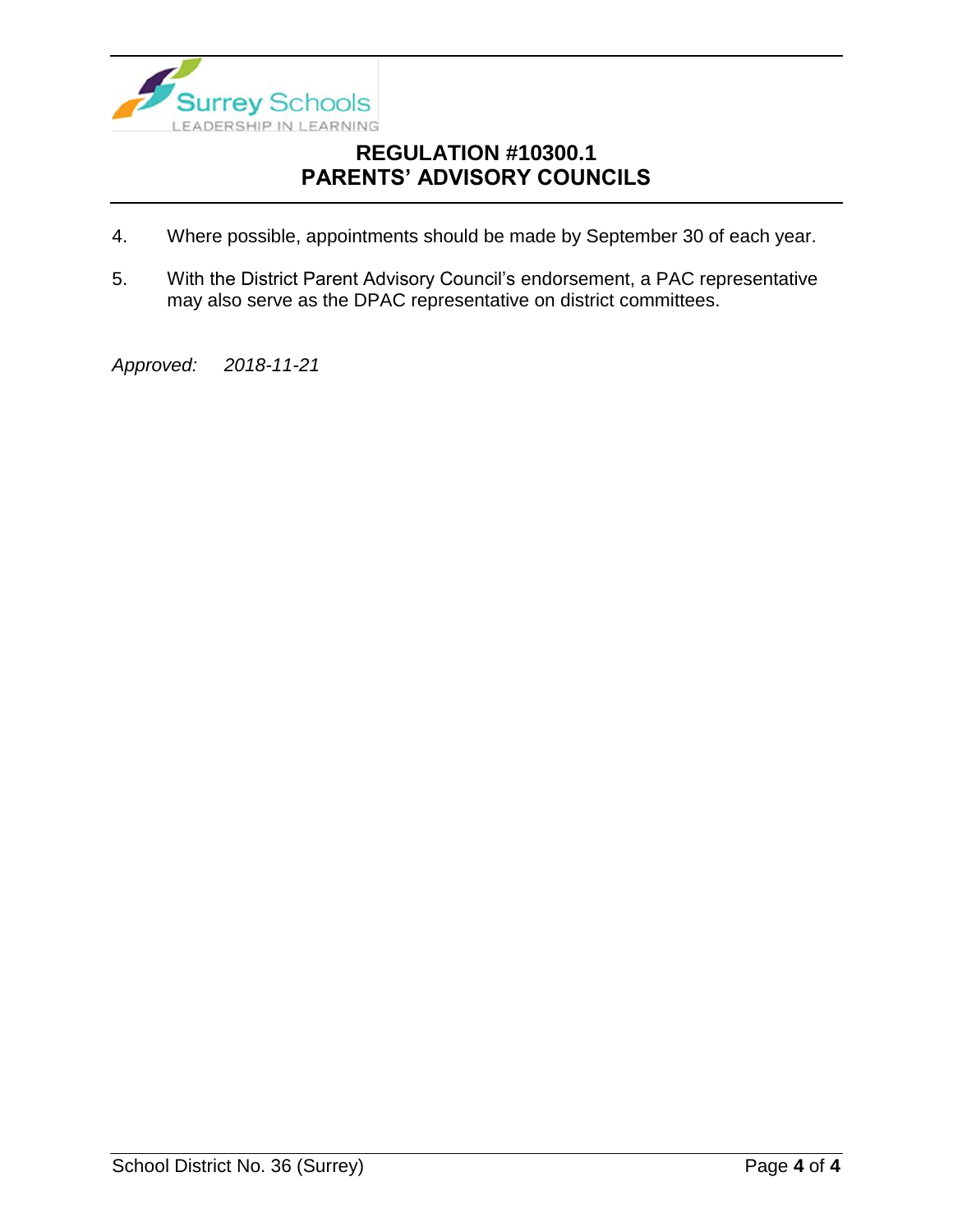4. Where possible, appointments should be made by September 30 of each year.

5. With the District Parent Advisory Council's endorsement, a PAC representative may also serve as the DPAC representative on district committees.

*Approved: 2018-11-21*